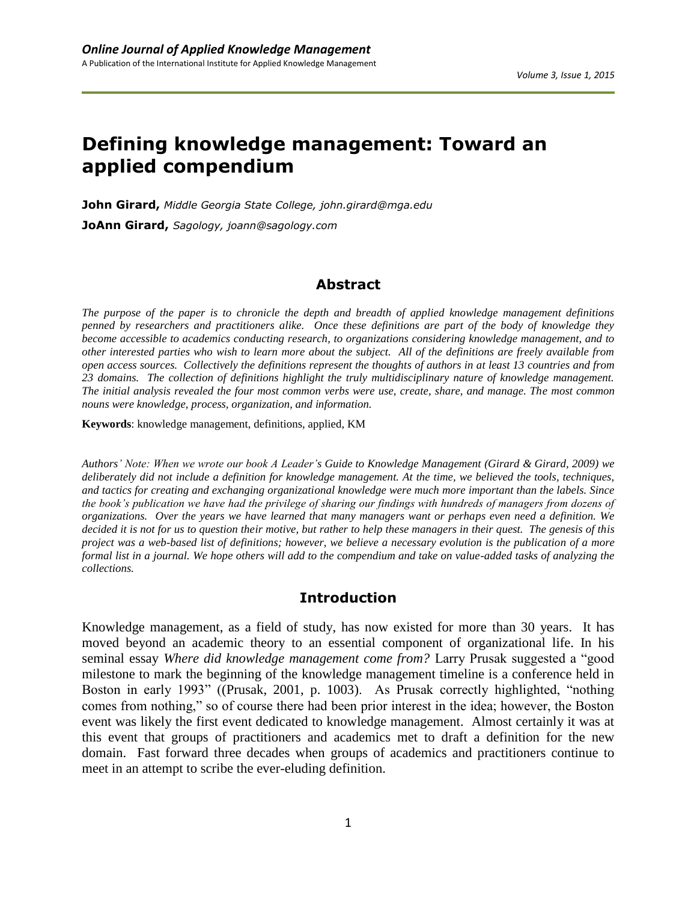# Defining knowledge management: Toward an applied compendium

**John Girard,** *Middle Georgia State College, john.girard@mga.edu*

**JoAnn Girard,** *Sagology, joann@sagology.com*

## Abstract

*The purpose of the paper is to chronicle the depth and breadth of applied knowledge management definitions penned by researchers and practitioners alike. Once these definitions are part of the body of knowledge they become accessible to academics conducting research, to organizations considering knowledge management, and to other interested parties who wish to learn more about the subject. All of the definitions are freely available from open access sources. Collectively the definitions represent the thoughts of authors in at least 13 countries and from 23 domains. The collection of definitions highlight the truly multidisciplinary nature of knowledge management. The initial analysis revealed the four most common verbs were use, create, share, and manage. The most common nouns were knowledge, process, organization, and information.*

**Keywords**: knowledge management, definitions, applied, KM

*Authors' Note: When we wrote our book A Leader's Guide to Knowledge Management (Girard & Girard, 2009) we deliberately did not include a definition for knowledge management. At the time, we believed the tools, techniques, and tactics for creating and exchanging organizational knowledge were much more important than the labels. Since the book's publication we have had the privilege of sharing our findings with hundreds of managers from dozens of organizations. Over the years we have learned that many managers want or perhaps even need a definition. We decided it is not for us to question their motive, but rather to help these managers in their quest. The genesis of this project was a web-based list of definitions; however, we believe a necessary evolution is the publication of a more formal list in a journal. We hope others will add to the compendium and take on value-added tasks of analyzing the collections.*

## Introduction

Knowledge management, as a field of study, has now existed for more than 30 years. It has moved beyond an academic theory to an essential component of organizational life. In his seminal essay *Where did knowledge management come from?* Larry Prusak suggested a "good milestone to mark the beginning of the knowledge management timeline is a conference held in Boston in early 1993" ((Prusak, 2001, p. 1003). As Prusak correctly highlighted, "nothing comes from nothing," so of course there had been prior interest in the idea; however, the Boston event was likely the first event dedicated to knowledge management. Almost certainly it was at this event that groups of practitioners and academics met to draft a definition for the new domain. Fast forward three decades when groups of academics and practitioners continue to meet in an attempt to scribe the ever-eluding definition.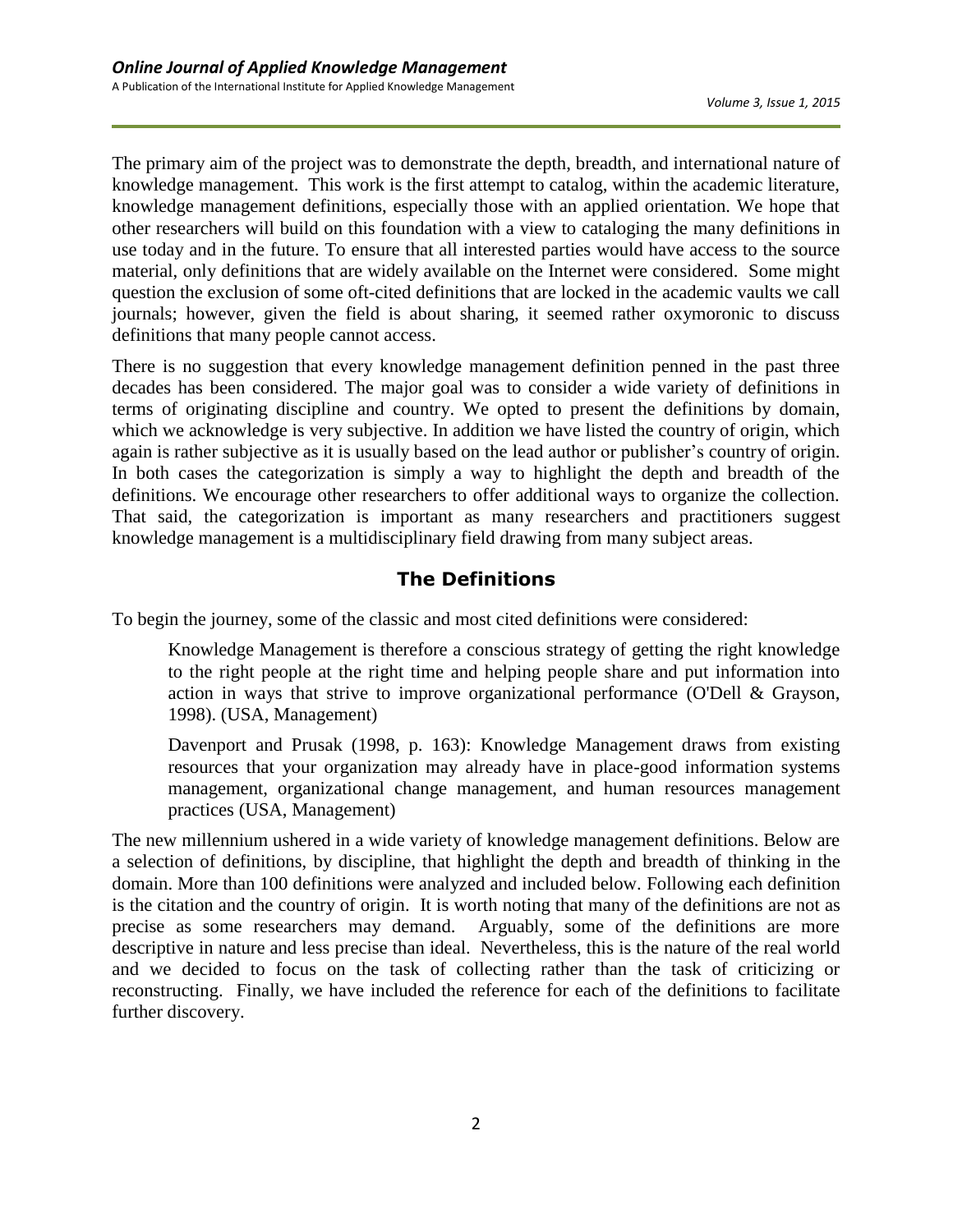The primary aim of the project was to demonstrate the depth, breadth, and international nature of knowledge management. This work is the first attempt to catalog, within the academic literature, knowledge management definitions, especially those with an applied orientation. We hope that other researchers will build on this foundation with a view to cataloging the many definitions in use today and in the future. To ensure that all interested parties would have access to the source material, only definitions that are widely available on the Internet were considered. Some might question the exclusion of some oft-cited definitions that are locked in the academic vaults we call journals; however, given the field is about sharing, it seemed rather oxymoronic to discuss definitions that many people cannot access.

There is no suggestion that every knowledge management definition penned in the past three decades has been considered. The major goal was to consider a wide variety of definitions in terms of originating discipline and country. We opted to present the definitions by domain, which we acknowledge is very subjective. In addition we have listed the country of origin, which again is rather subjective as it is usually based on the lead author or publisher's country of origin. In both cases the categorization is simply a way to highlight the depth and breadth of the definitions. We encourage other researchers to offer additional ways to organize the collection. That said, the categorization is important as many researchers and practitioners suggest knowledge management is a multidisciplinary field drawing from many subject areas.

## The Definitions

To begin the journey, some of the classic and most cited definitions were considered:

> Knowledge Management is therefore a conscious strategy of getting the right knowledge to the right people at the right time and helping people share and put information into action in ways that strive to improve organizational performance (O'Dell & Grayson, 1998). (USA, Management)
>
> Davenport and Prusak (1998, p. 163): Knowledge Management draws from existing resources that your organization may already have in place-good information systems management, organizational change management, and human resources management practices (USA, Management)

The new millennium ushered in a wide variety of knowledge management definitions. Below are a selection of definitions, by discipline, that highlight the depth and breadth of thinking in the domain. More than 100 definitions were analyzed and included below. Following each definition is the citation and the country of origin. It is worth noting that many of the definitions are not as precise as some researchers may demand. Arguably, some of the definitions are more descriptive in nature and less precise than ideal. Nevertheless, this is the nature of the real world and we decided to focus on the task of collecting rather than the task of criticizing or reconstructing. Finally, we have included the reference for each of the definitions to facilitate further discovery.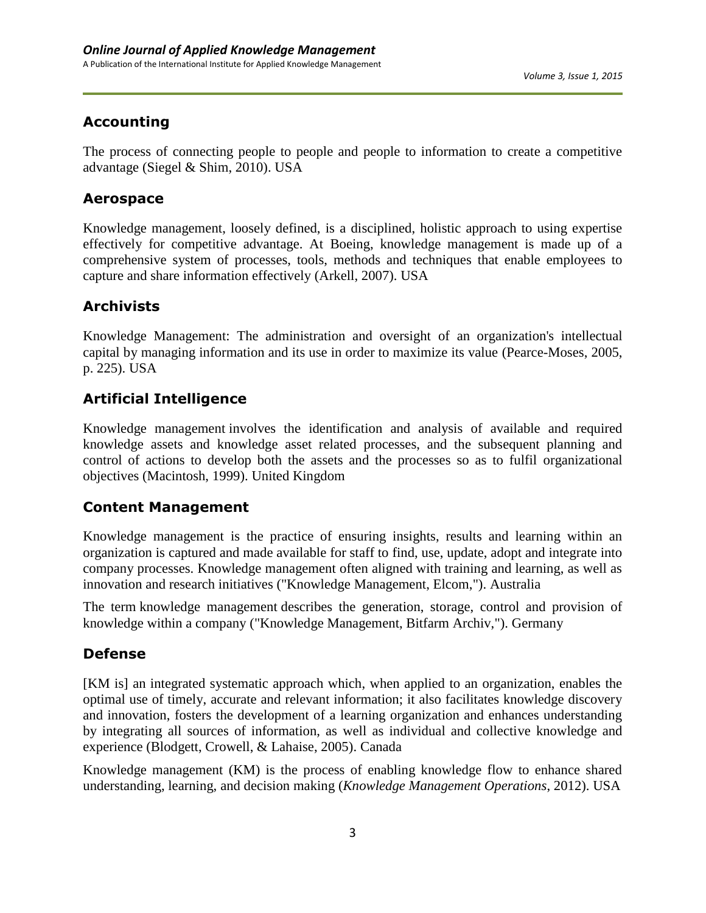## Accounting

The process of connecting people to people and people to information to create a competitive advantage (Siegel & Shim, 2010). USA

## Aerospace

Knowledge management, loosely defined, is a disciplined, holistic approach to using expertise effectively for competitive advantage. At Boeing, knowledge management is made up of a comprehensive system of processes, tools, methods and techniques that enable employees to capture and share information effectively (Arkell, 2007). USA

## Archivists

Knowledge Management: The administration and oversight of an organization's intellectual capital by managing information and its use in order to maximize its value (Pearce-Moses, 2005, p. 225). USA

## Artificial Intelligence

Knowledge management involves the identification and analysis of available and required knowledge assets and knowledge asset related processes, and the subsequent planning and control of actions to develop both the assets and the processes so as to fulfil organizational objectives (Macintosh, 1999). United Kingdom

## Content Management

Knowledge management is the practice of ensuring insights, results and learning within an organization is captured and made available for staff to find, use, update, adopt and integrate into company processes. Knowledge management often aligned with training and learning, as well as innovation and research initiatives ("Knowledge Management, Elcom,"). Australia

The term knowledge management describes the generation, storage, control and provision of knowledge within a company ("Knowledge Management, Bitfarm Archiv,"). Germany

## Defense

[KM is] an integrated systematic approach which, when applied to an organization, enables the optimal use of timely, accurate and relevant information; it also facilitates knowledge discovery and innovation, fosters the development of a learning organization and enhances understanding by integrating all sources of information, as well as individual and collective knowledge and experience (Blodgett, Crowell, & Lahaise, 2005). Canada

Knowledge management (KM) is the process of enabling knowledge flow to enhance shared understanding, learning, and decision making (*Knowledge Management Operations*, 2012). USA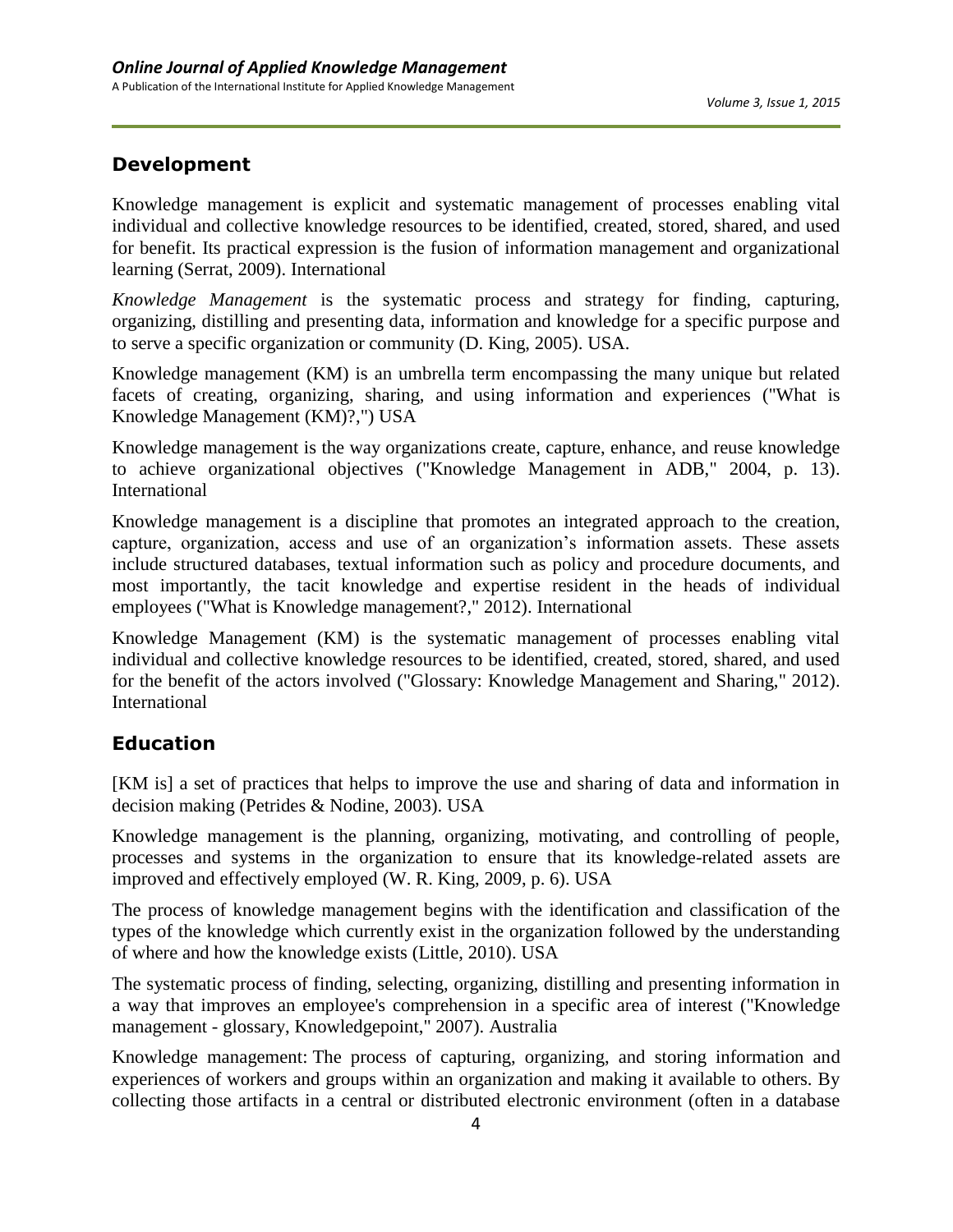## Development

Knowledge management is explicit and systematic management of processes enabling vital individual and collective knowledge resources to be identified, created, stored, shared, and used for benefit. Its practical expression is the fusion of information management and organizational learning (Serrat, 2009). International

*Knowledge Management* is the systematic process and strategy for finding, capturing, organizing, distilling and presenting data, information and knowledge for a specific purpose and to serve a specific organization or community (D. King, 2005). USA.

Knowledge management (KM) is an umbrella term encompassing the many unique but related facets of creating, organizing, sharing, and using information and experiences ("What is Knowledge Management (KM)?,") USA

Knowledge management is the way organizations create, capture, enhance, and reuse knowledge to achieve organizational objectives ("Knowledge Management in ADB," 2004, p. 13). International

Knowledge management is a discipline that promotes an integrated approach to the creation, capture, organization, access and use of an organization's information assets. These assets include structured databases, textual information such as policy and procedure documents, and most importantly, the tacit knowledge and expertise resident in the heads of individual employees ("What is Knowledge management?," 2012). International

Knowledge Management (KM) is the systematic management of processes enabling vital individual and collective knowledge resources to be identified, created, stored, shared, and used for the benefit of the actors involved ("Glossary: Knowledge Management and Sharing," 2012). International

## Education

[KM is] a set of practices that helps to improve the use and sharing of data and information in decision making (Petrides & Nodine, 2003). USA

Knowledge management is the planning, organizing, motivating, and controlling of people, processes and systems in the organization to ensure that its knowledge-related assets are improved and effectively employed (W. R. King, 2009, p. 6). USA

The process of knowledge management begins with the identification and classification of the types of the knowledge which currently exist in the organization followed by the understanding of where and how the knowledge exists (Little, 2010). USA

The systematic process of finding, selecting, organizing, distilling and presenting information in a way that improves an employee's comprehension in a specific area of interest ("Knowledge management - glossary, Knowledgepoint," 2007). Australia

Knowledge management: The process of capturing, organizing, and storing information and experiences of workers and groups within an organization and making it available to others. By collecting those artifacts in a central or distributed electronic environment (often in a database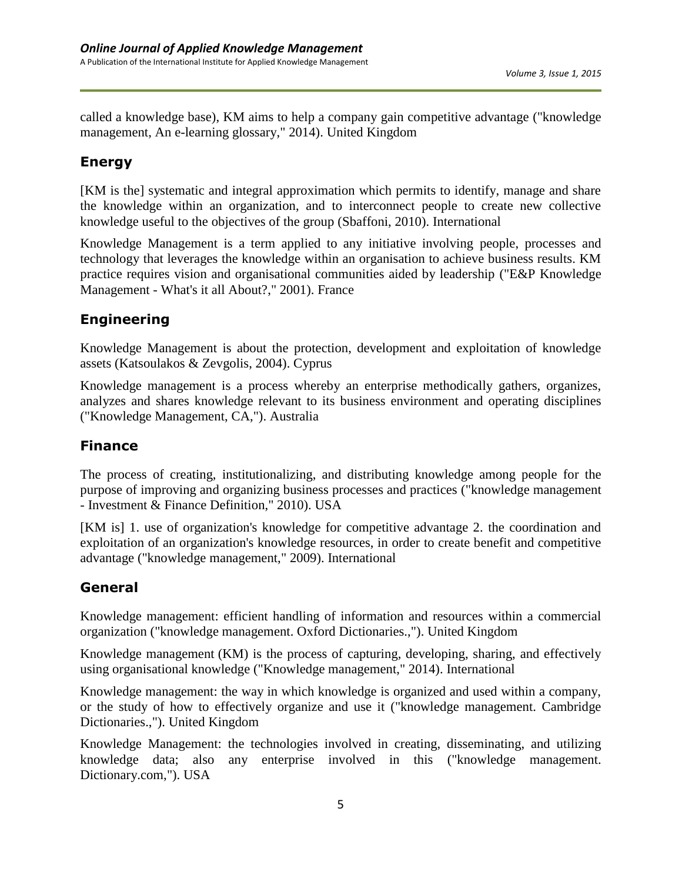called a knowledge base), KM aims to help a company gain competitive advantage ("knowledge management, An e-learning glossary," 2014). United Kingdom

## Energy

[KM is the] systematic and integral approximation which permits to identify, manage and share the knowledge within an organization, and to interconnect people to create new collective knowledge useful to the objectives of the group (Sbaffoni, 2010). International

Knowledge Management is a term applied to any initiative involving people, processes and technology that leverages the knowledge within an organisation to achieve business results. KM practice requires vision and organisational communities aided by leadership ("E&P Knowledge Management - What's it all About?," 2001). France

## Engineering

Knowledge Management is about the protection, development and exploitation of knowledge assets (Katsoulakos & Zevgolis, 2004). Cyprus

Knowledge management is a process whereby an enterprise methodically gathers, organizes, analyzes and shares knowledge relevant to its business environment and operating disciplines ("Knowledge Management, CA,"). Australia

## Finance

The process of creating, institutionalizing, and distributing knowledge among people for the purpose of improving and organizing business processes and practices ("knowledge management - Investment & Finance Definition," 2010). USA

[KM is] 1. use of organization's knowledge for competitive advantage 2. the coordination and exploitation of an organization's knowledge resources, in order to create benefit and competitive advantage ("knowledge management," 2009). International

## General

Knowledge management: efficient handling of information and resources within a commercial organization ("knowledge management. Oxford Dictionaries.,"). United Kingdom

Knowledge management (KM) is the process of capturing, developing, sharing, and effectively using organisational knowledge ("Knowledge management," 2014). International

Knowledge management: the way in which knowledge is organized and used within a company, or the study of how to effectively organize and use it ("knowledge management. Cambridge Dictionaries.,"). United Kingdom

Knowledge Management: the technologies involved in creating, disseminating, and utilizing knowledge data; also any enterprise involved in this ("knowledge management. Dictionary.com,"). USA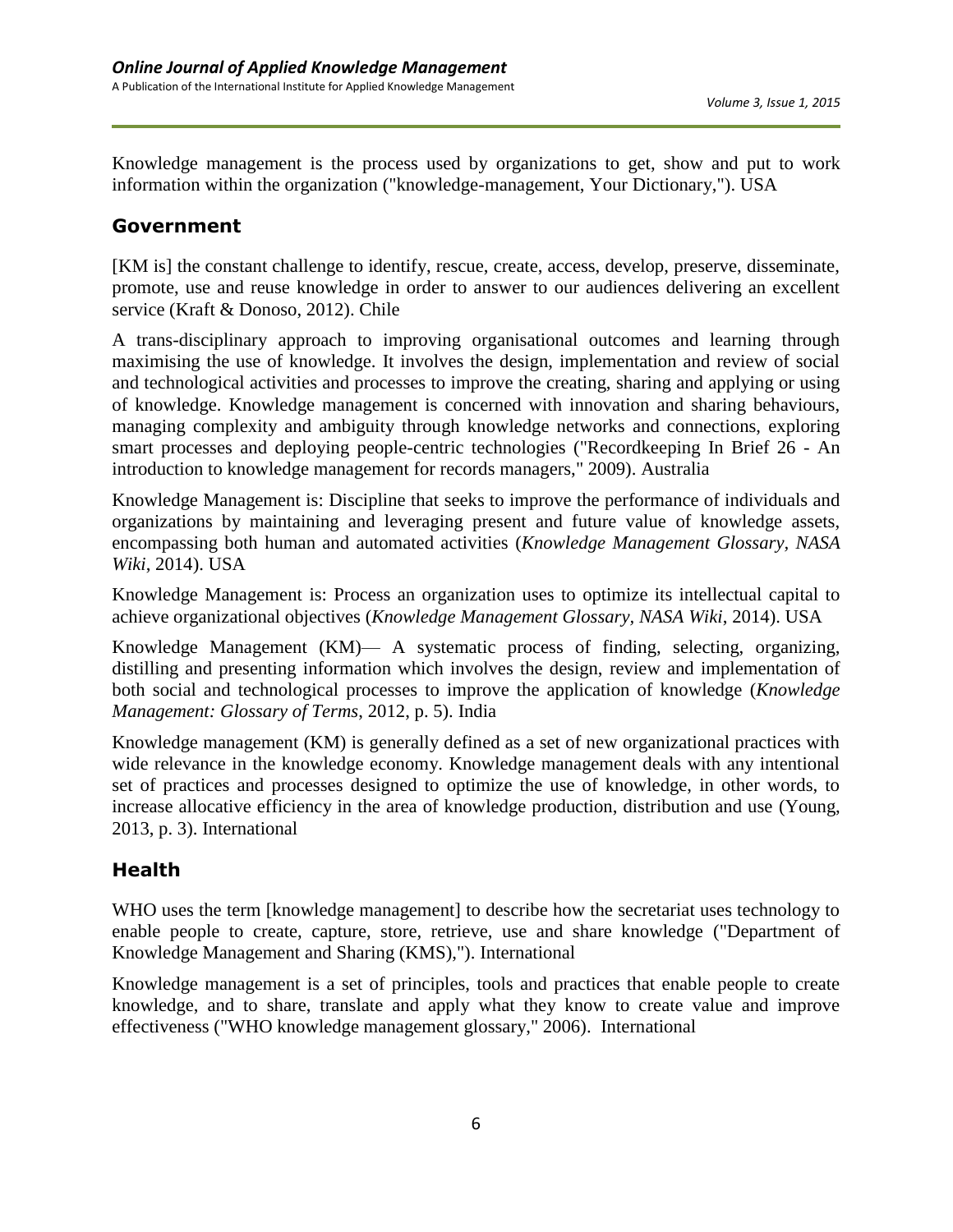Knowledge management is the process used by organizations to get, show and put to work information within the organization ("knowledge-management, Your Dictionary,"). USA

## Government

[KM is] the constant challenge to identify, rescue, create, access, develop, preserve, disseminate, promote, use and reuse knowledge in order to answer to our audiences delivering an excellent service (Kraft & Donoso, 2012). Chile

A trans-disciplinary approach to improving organisational outcomes and learning through maximising the use of knowledge. It involves the design, implementation and review of social and technological activities and processes to improve the creating, sharing and applying or using of knowledge. Knowledge management is concerned with innovation and sharing behaviours, managing complexity and ambiguity through knowledge networks and connections, exploring smart processes and deploying people-centric technologies ("Recordkeeping In Brief 26 - An introduction to knowledge management for records managers," 2009). Australia

Knowledge Management is: Discipline that seeks to improve the performance of individuals and organizations by maintaining and leveraging present and future value of knowledge assets, encompassing both human and automated activities (*Knowledge Management Glossary, NASA Wiki*, 2014). USA

Knowledge Management is: Process an organization uses to optimize its intellectual capital to achieve organizational objectives (*Knowledge Management Glossary, NASA Wiki*, 2014). USA

Knowledge Management (KM)— A systematic process of finding, selecting, organizing, distilling and presenting information which involves the design, review and implementation of both social and technological processes to improve the application of knowledge (*Knowledge Management: Glossary of Terms*, 2012, p. 5). India

Knowledge management (KM) is generally defined as a set of new organizational practices with wide relevance in the knowledge economy. Knowledge management deals with any intentional set of practices and processes designed to optimize the use of knowledge, in other words, to increase allocative efficiency in the area of knowledge production, distribution and use (Young, 2013, p. 3). International

## Health

WHO uses the term [knowledge management] to describe how the secretariat uses technology to enable people to create, capture, store, retrieve, use and share knowledge ("Department of Knowledge Management and Sharing (KMS),"). International

Knowledge management is a set of principles, tools and practices that enable people to create knowledge, and to share, translate and apply what they know to create value and improve effectiveness ("WHO knowledge management glossary," 2006). International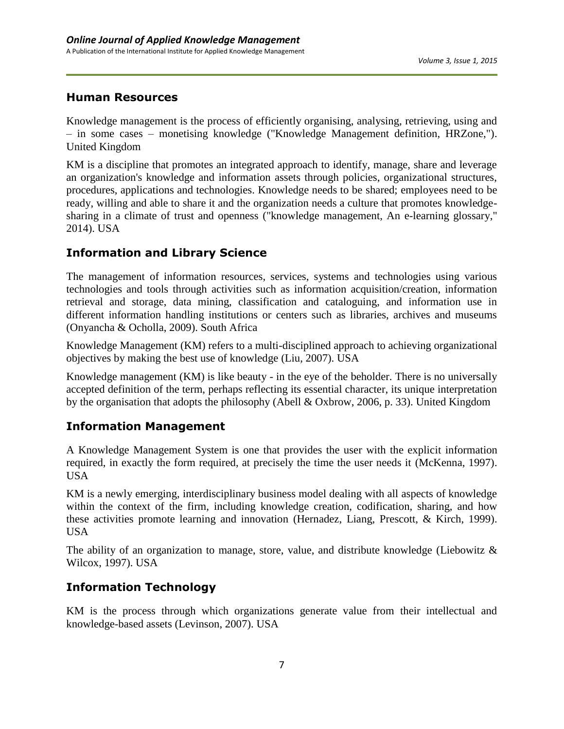## Human Resources

Knowledge management is the process of efficiently organising, analysing, retrieving, using and – in some cases – monetising knowledge ("Knowledge Management definition, HRZone,"). United Kingdom

KM is a discipline that promotes an integrated approach to identify, manage, share and leverage an organization's knowledge and information assets through policies, organizational structures, procedures, applications and technologies. Knowledge needs to be shared; employees need to be ready, willing and able to share it and the organization needs a culture that promotes knowledge-sharing in a climate of trust and openness ("knowledge management, An e-learning glossary," 2014). USA

## Information and Library Science

The management of information resources, services, systems and technologies using various technologies and tools through activities such as information acquisition/creation, information retrieval and storage, data mining, classification and cataloguing, and information use in different information handling institutions or centers such as libraries, archives and museums (Onyancha & Ocholla, 2009). South Africa

Knowledge Management (KM) refers to a multi-disciplined approach to achieving organizational objectives by making the best use of knowledge (Liu, 2007). USA

Knowledge management (KM) is like beauty - in the eye of the beholder. There is no universally accepted definition of the term, perhaps reflecting its essential character, its unique interpretation by the organisation that adopts the philosophy (Abell & Oxbrow, 2006, p. 33). United Kingdom

## Information Management

A Knowledge Management System is one that provides the user with the explicit information required, in exactly the form required, at precisely the time the user needs it (McKenna, 1997). USA

KM is a newly emerging, interdisciplinary business model dealing with all aspects of knowledge within the context of the firm, including knowledge creation, codification, sharing, and how these activities promote learning and innovation (Hernadez, Liang, Prescott, & Kirch, 1999). USA

The ability of an organization to manage, store, value, and distribute knowledge (Liebowitz & Wilcox, 1997). USA

## Information Technology

KM is the process through which organizations generate value from their intellectual and knowledge-based assets (Levinson, 2007). USA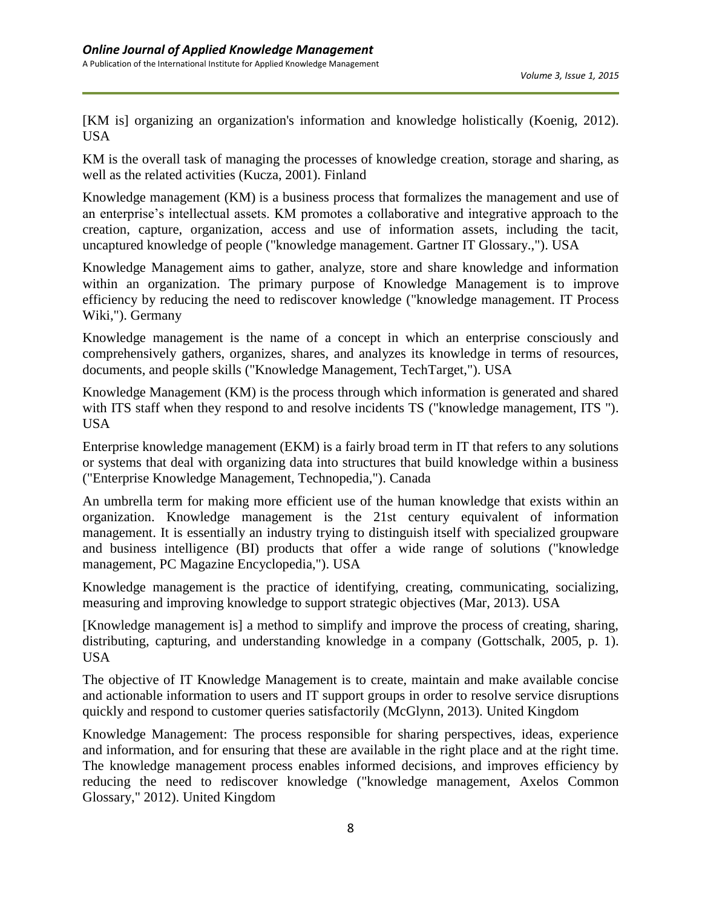[KM is] organizing an organization's information and knowledge holistically (Koenig, 2012). USA

KM is the overall task of managing the processes of knowledge creation, storage and sharing, as well as the related activities (Kucza, 2001). Finland

Knowledge management (KM) is a business process that formalizes the management and use of an enterprise's intellectual assets. KM promotes a collaborative and integrative approach to the creation, capture, organization, access and use of information assets, including the tacit, uncaptured knowledge of people ("knowledge management. Gartner IT Glossary.,"). USA

Knowledge Management aims to gather, analyze, store and share knowledge and information within an organization. The primary purpose of Knowledge Management is to improve efficiency by reducing the need to rediscover knowledge ("knowledge management. IT Process Wiki,"). Germany

Knowledge management is the name of a concept in which an enterprise consciously and comprehensively gathers, organizes, shares, and analyzes its knowledge in terms of resources, documents, and people skills ("Knowledge Management, TechTarget,"). USA

Knowledge Management (KM) is the process through which information is generated and shared with ITS staff when they respond to and resolve incidents TS ("knowledge management, ITS "). USA

Enterprise knowledge management (EKM) is a fairly broad term in IT that refers to any solutions or systems that deal with organizing data into structures that build knowledge within a business ("Enterprise Knowledge Management, Technopedia,"). Canada

An umbrella term for making more efficient use of the human knowledge that exists within an organization. Knowledge management is the 21st century equivalent of information management. It is essentially an industry trying to distinguish itself with specialized groupware and business intelligence (BI) products that offer a wide range of solutions ("knowledge management, PC Magazine Encyclopedia,"). USA

Knowledge management is the practice of identifying, creating, communicating, socializing, measuring and improving knowledge to support strategic objectives (Mar, 2013). USA

[Knowledge management is] a method to simplify and improve the process of creating, sharing, distributing, capturing, and understanding knowledge in a company (Gottschalk, 2005, p. 1). USA

The objective of IT Knowledge Management is to create, maintain and make available concise and actionable information to users and IT support groups in order to resolve service disruptions quickly and respond to customer queries satisfactorily (McGlynn, 2013). United Kingdom

Knowledge Management: The process responsible for sharing perspectives, ideas, experience and information, and for ensuring that these are available in the right place and at the right time. The knowledge management process enables informed decisions, and improves efficiency by reducing the need to rediscover knowledge ("knowledge management, Axelos Common Glossary," 2012). United Kingdom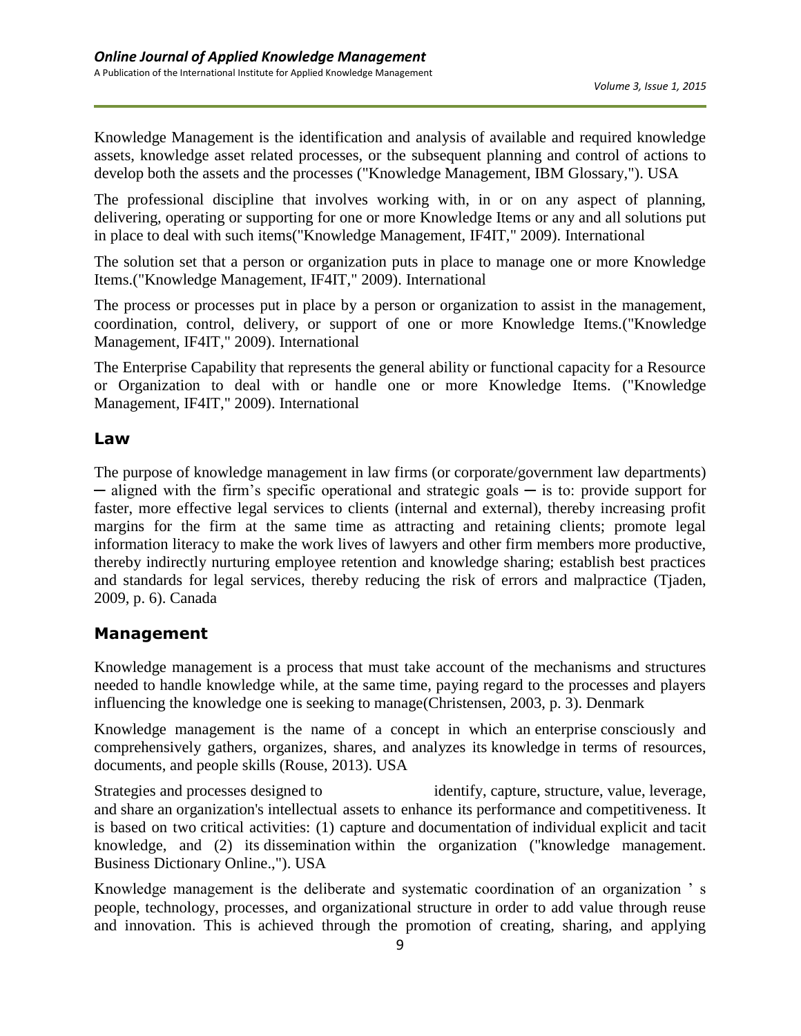Knowledge Management is the identification and analysis of available and required knowledge assets, knowledge asset related processes, or the subsequent planning and control of actions to develop both the assets and the processes ("Knowledge Management, IBM Glossary,"). USA

The professional discipline that involves working with, in or on any aspect of planning, delivering, operating or supporting for one or more Knowledge Items or any and all solutions put in place to deal with such items("Knowledge Management, IF4IT," 2009). International

The solution set that a person or organization puts in place to manage one or more Knowledge Items.("Knowledge Management, IF4IT," 2009). International

The process or processes put in place by a person or organization to assist in the management, coordination, control, delivery, or support of one or more Knowledge Items.("Knowledge Management, IF4IT," 2009). International

The Enterprise Capability that represents the general ability or functional capacity for a Resource or Organization to deal with or handle one or more Knowledge Items. ("Knowledge Management, IF4IT," 2009). International

## Law

The purpose of knowledge management in law firms (or corporate/government law departments) ─ aligned with the firm's specific operational and strategic goals ─ is to: provide support for faster, more effective legal services to clients (internal and external), thereby increasing profit margins for the firm at the same time as attracting and retaining clients; promote legal information literacy to make the work lives of lawyers and other firm members more productive, thereby indirectly nurturing employee retention and knowledge sharing; establish best practices and standards for legal services, thereby reducing the risk of errors and malpractice (Tjaden, 2009, p. 6). Canada

## Management

Knowledge management is a process that must take account of the mechanisms and structures needed to handle knowledge while, at the same time, paying regard to the processes and players influencing the knowledge one is seeking to manage(Christensen, 2003, p. 3). Denmark

Knowledge management is the name of a concept in which an enterprise consciously and comprehensively gathers, organizes, shares, and analyzes its knowledge in terms of resources, documents, and people skills (Rouse, 2013). USA

Strategies and processes designed to identify, capture, structure, value, leverage, and share an organization's intellectual assets to enhance its performance and competitiveness. It is based on two critical activities: (1) capture and documentation of individual explicit and tacit knowledge, and (2) its dissemination within the organization ("knowledge management. Business Dictionary Online.,"). USA

Knowledge management is the deliberate and systematic coordination of an organization ' s people, technology, processes, and organizational structure in order to add value through reuse and innovation. This is achieved through the promotion of creating, sharing, and applying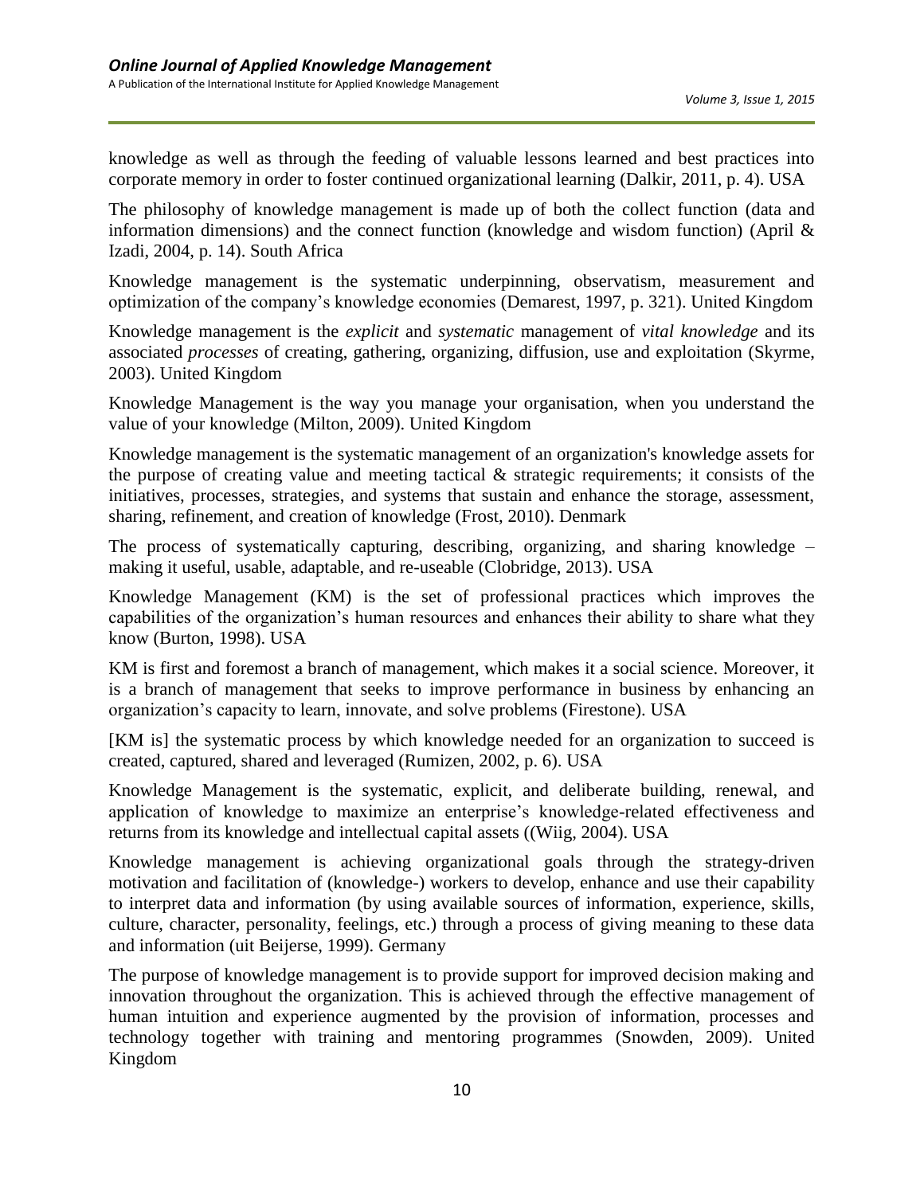knowledge as well as through the feeding of valuable lessons learned and best practices into corporate memory in order to foster continued organizational learning (Dalkir, 2011, p. 4). USA

The philosophy of knowledge management is made up of both the collect function (data and information dimensions) and the connect function (knowledge and wisdom function) (April & Izadi, 2004, p. 14). South Africa

Knowledge management is the systematic underpinning, observatism, measurement and optimization of the company's knowledge economies (Demarest, 1997, p. 321). United Kingdom

Knowledge management is the *explicit* and *systematic* management of *vital knowledge* and its associated *processes* of creating, gathering, organizing, diffusion, use and exploitation (Skyrme, 2003). United Kingdom

Knowledge Management is the way you manage your organisation, when you understand the value of your knowledge (Milton, 2009). United Kingdom

Knowledge management is the systematic management of an organization's knowledge assets for the purpose of creating value and meeting tactical & strategic requirements; it consists of the initiatives, processes, strategies, and systems that sustain and enhance the storage, assessment, sharing, refinement, and creation of knowledge (Frost, 2010). Denmark

The process of systematically capturing, describing, organizing, and sharing knowledge – making it useful, usable, adaptable, and re-useable (Clobridge, 2013). USA

Knowledge Management (KM) is the set of professional practices which improves the capabilities of the organization's human resources and enhances their ability to share what they know (Burton, 1998). USA

KM is first and foremost a branch of management, which makes it a social science. Moreover, it is a branch of management that seeks to improve performance in business by enhancing an organization's capacity to learn, innovate, and solve problems (Firestone). USA

[KM is] the systematic process by which knowledge needed for an organization to succeed is created, captured, shared and leveraged (Rumizen, 2002, p. 6). USA

Knowledge Management is the systematic, explicit, and deliberate building, renewal, and application of knowledge to maximize an enterprise's knowledge-related effectiveness and returns from its knowledge and intellectual capital assets ((Wiig, 2004). USA

Knowledge management is achieving organizational goals through the strategy-driven motivation and facilitation of (knowledge-) workers to develop, enhance and use their capability to interpret data and information (by using available sources of information, experience, skills, culture, character, personality, feelings, etc.) through a process of giving meaning to these data and information (uit Beijerse, 1999). Germany

The purpose of knowledge management is to provide support for improved decision making and innovation throughout the organization. This is achieved through the effective management of human intuition and experience augmented by the provision of information, processes and technology together with training and mentoring programmes (Snowden, 2009). United Kingdom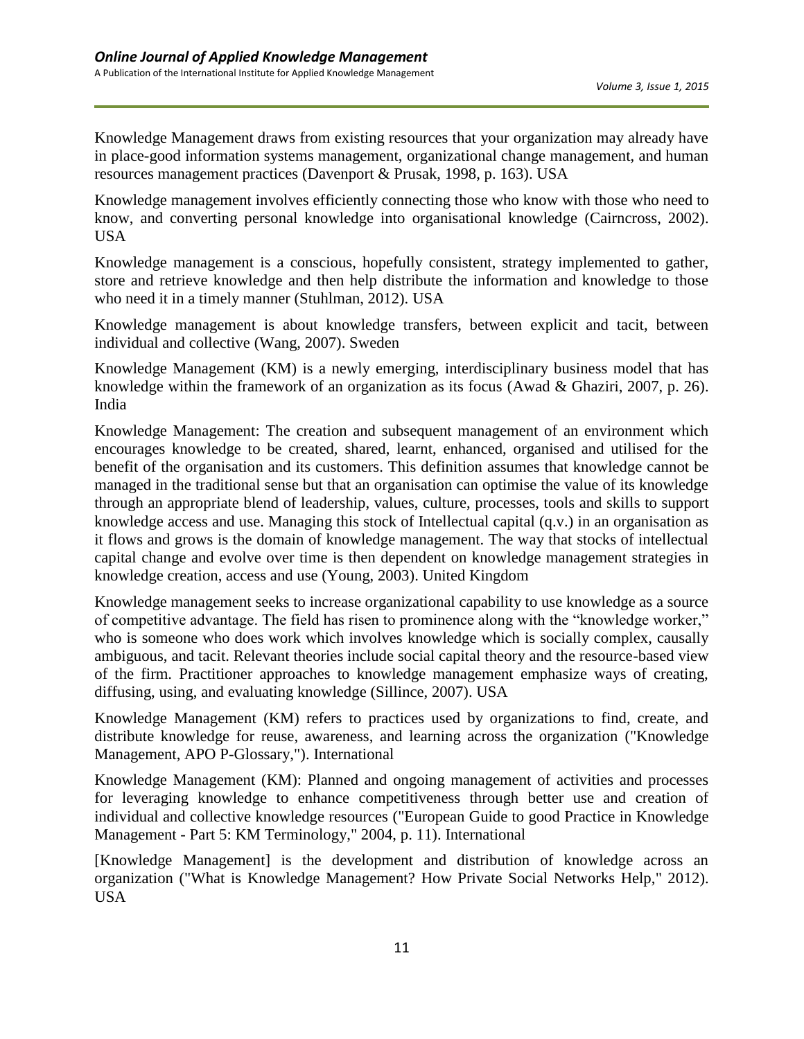Knowledge Management draws from existing resources that your organization may already have in place-good information systems management, organizational change management, and human resources management practices (Davenport & Prusak, 1998, p. 163). USA

Knowledge management involves efficiently connecting those who know with those who need to know, and converting personal knowledge into organisational knowledge (Cairncross, 2002). USA

Knowledge management is a conscious, hopefully consistent, strategy implemented to gather, store and retrieve knowledge and then help distribute the information and knowledge to those who need it in a timely manner (Stuhlman, 2012). USA

Knowledge management is about knowledge transfers, between explicit and tacit, between individual and collective (Wang, 2007). Sweden

Knowledge Management (KM) is a newly emerging, interdisciplinary business model that has knowledge within the framework of an organization as its focus (Awad & Ghaziri, 2007, p. 26). India

Knowledge Management: The creation and subsequent management of an environment which encourages knowledge to be created, shared, learnt, enhanced, organised and utilised for the benefit of the organisation and its customers. This definition assumes that knowledge cannot be managed in the traditional sense but that an organisation can optimise the value of its knowledge through an appropriate blend of leadership, values, culture, processes, tools and skills to support knowledge access and use. Managing this stock of Intellectual capital (q.v.) in an organisation as it flows and grows is the domain of knowledge management. The way that stocks of intellectual capital change and evolve over time is then dependent on knowledge management strategies in knowledge creation, access and use (Young, 2003). United Kingdom

Knowledge management seeks to increase organizational capability to use knowledge as a source of competitive advantage. The field has risen to prominence along with the "knowledge worker," who is someone who does work which involves knowledge which is socially complex, causally ambiguous, and tacit. Relevant theories include social capital theory and the resource-based view of the firm. Practitioner approaches to knowledge management emphasize ways of creating, diffusing, using, and evaluating knowledge (Sillince, 2007). USA

Knowledge Management (KM) refers to practices used by organizations to find, create, and distribute knowledge for reuse, awareness, and learning across the organization ("Knowledge Management, APO P-Glossary,"). International

Knowledge Management (KM): Planned and ongoing management of activities and processes for leveraging knowledge to enhance competitiveness through better use and creation of individual and collective knowledge resources ("European Guide to good Practice in Knowledge Management - Part 5: KM Terminology," 2004, p. 11). International

[Knowledge Management] is the development and distribution of knowledge across an organization ("What is Knowledge Management? How Private Social Networks Help," 2012). USA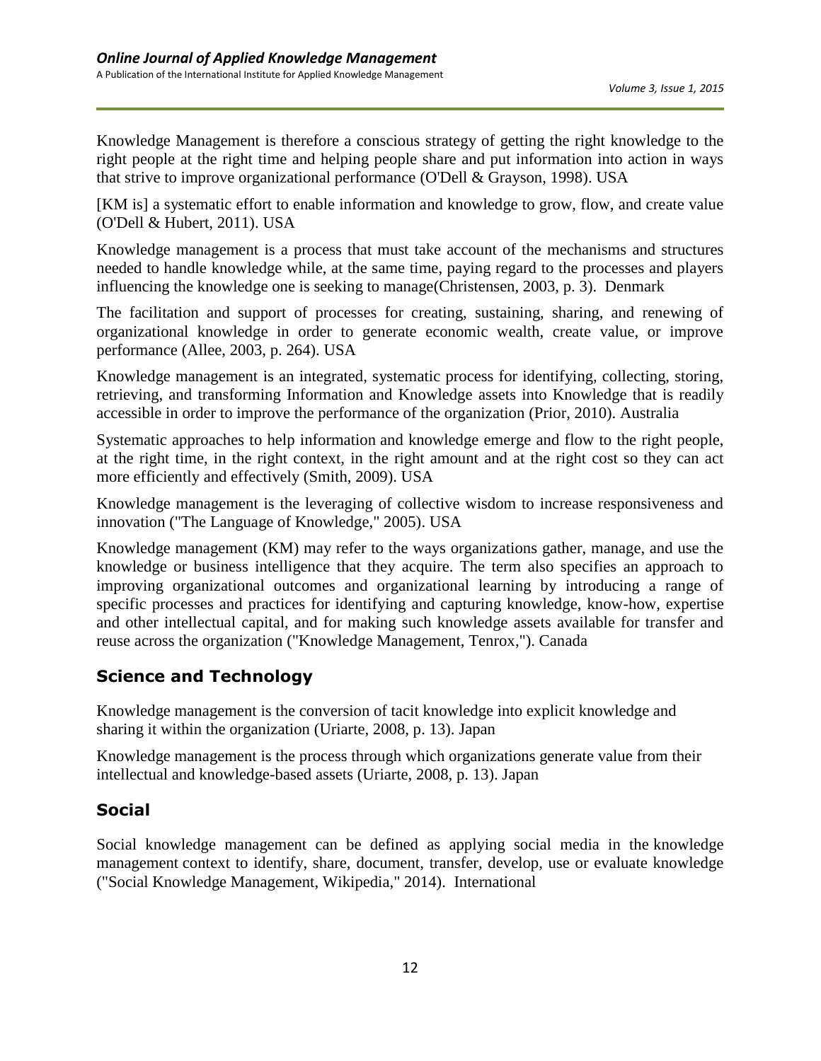Knowledge Management is therefore a conscious strategy of getting the right knowledge to the right people at the right time and helping people share and put information into action in ways that strive to improve organizational performance (O'Dell & Grayson, 1998). USA

[KM is] a systematic effort to enable information and knowledge to grow, flow, and create value (O'Dell & Hubert, 2011). USA

Knowledge management is a process that must take account of the mechanisms and structures needed to handle knowledge while, at the same time, paying regard to the processes and players influencing the knowledge one is seeking to manage(Christensen, 2003, p. 3). Denmark

The facilitation and support of processes for creating, sustaining, sharing, and renewing of organizational knowledge in order to generate economic wealth, create value, or improve performance (Allee, 2003, p. 264). USA

Knowledge management is an integrated, systematic process for identifying, collecting, storing, retrieving, and transforming Information and Knowledge assets into Knowledge that is readily accessible in order to improve the performance of the organization (Prior, 2010). Australia

Systematic approaches to help information and knowledge emerge and flow to the right people, at the right time, in the right context, in the right amount and at the right cost so they can act more efficiently and effectively (Smith, 2009). USA

Knowledge management is the leveraging of collective wisdom to increase responsiveness and innovation ("The Language of Knowledge," 2005). USA

Knowledge management (KM) may refer to the ways organizations gather, manage, and use the knowledge or business intelligence that they acquire. The term also specifies an approach to improving organizational outcomes and organizational learning by introducing a range of specific processes and practices for identifying and capturing knowledge, know-how, expertise and other intellectual capital, and for making such knowledge assets available for transfer and reuse across the organization ("Knowledge Management, Tenrox,"). Canada

## Science and Technology

Knowledge management is the conversion of tacit knowledge into explicit knowledge and sharing it within the organization (Uriarte, 2008, p. 13). Japan

Knowledge management is the process through which organizations generate value from their intellectual and knowledge-based assets (Uriarte, 2008, p. 13). Japan

## Social

Social knowledge management can be defined as applying social media in the knowledge management context to identify, share, document, transfer, develop, use or evaluate knowledge ("Social Knowledge Management, Wikipedia," 2014). International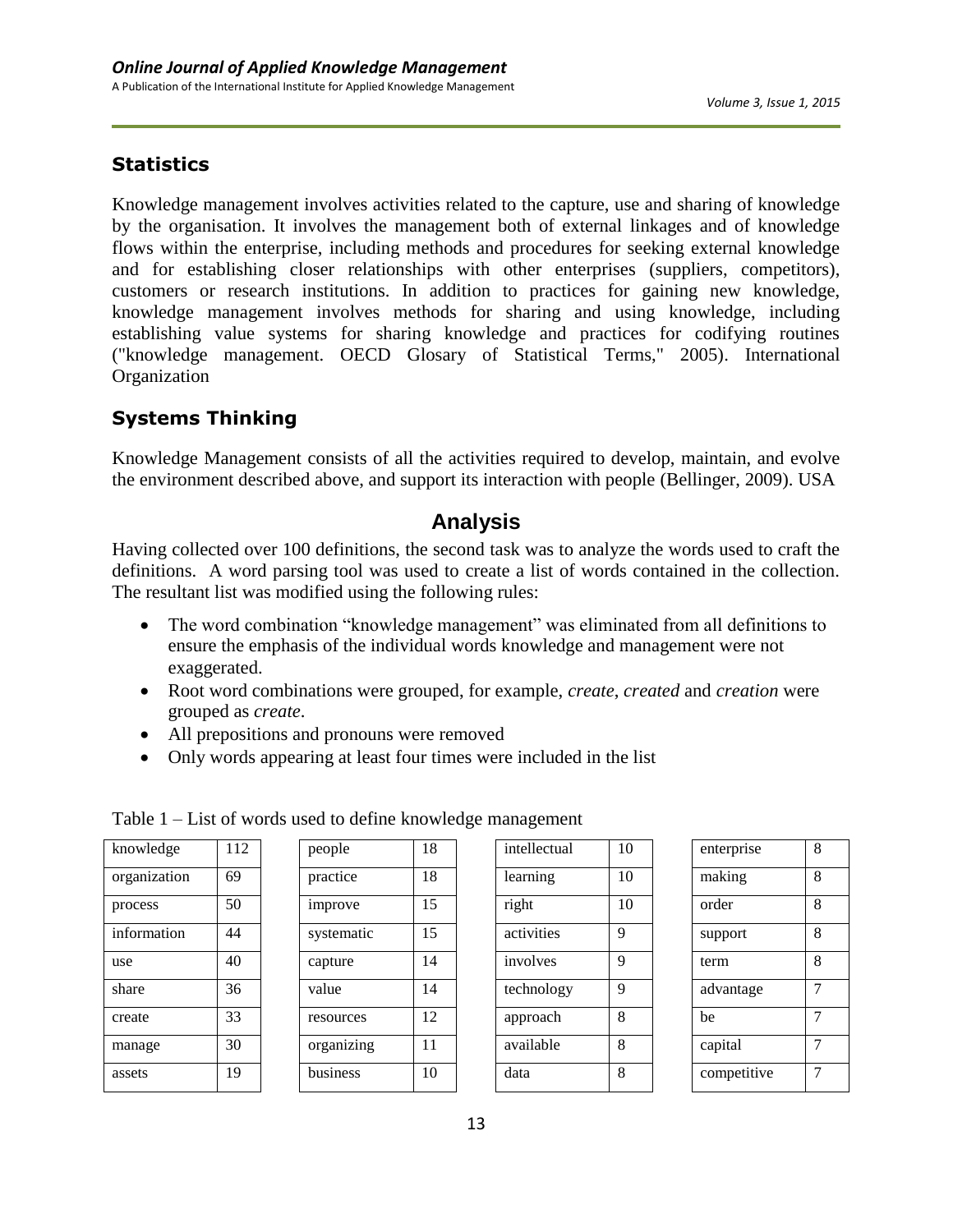## Statistics

Knowledge management involves activities related to the capture, use and sharing of knowledge by the organisation. It involves the management both of external linkages and of knowledge flows within the enterprise, including methods and procedures for seeking external knowledge and for establishing closer relationships with other enterprises (suppliers, competitors), customers or research institutions. In addition to practices for gaining new knowledge, knowledge management involves methods for sharing and using knowledge, including establishing value systems for sharing knowledge and practices for codifying routines ("knowledge management. OECD Glosary of Statistical Terms," 2005). International Organization

## Systems Thinking

Knowledge Management consists of all the activities required to develop, maintain, and evolve the environment described above, and support its interaction with people (Bellinger, 2009). USA

# Analysis

Having collected over 100 definitions, the second task was to analyze the words used to craft the definitions. A word parsing tool was used to create a list of words contained in the collection. The resultant list was modified using the following rules:

- The word combination "knowledge management" was eliminated from all definitions to ensure the emphasis of the individual words knowledge and management were not exaggerated.
- Root word combinations were grouped, for example, *create*, *created* and *creation* were grouped as *create*.
- All prepositions and pronouns were removed
- Only words appearing at least four times were included in the list

Table 1 – List of words used to define knowledge management

| Word | Count | Word | Count | Word | Count | Word | Count |
|---|---|---|---|---|---|---|---|
| knowledge | 112 | people | 18 | intellectual | 10 | enterprise | 8 |
| organization | 69 | practice | 18 | learning | 10 | making | 8 |
| process | 50 | improve | 15 | right | 10 | order | 8 |
| information | 44 | systematic | 15 | activities | 9 | support | 8 |
| use | 40 | capture | 14 | involves | 9 | term | 8 |
| share | 36 | value | 14 | technology | 9 | advantage | 7 |
| create | 33 | resources | 12 | approach | 8 | be | 7 |
| manage | 30 | organizing | 11 | available | 8 | capital | 7 |
| assets | 19 | business | 10 | data | 8 | competitive | 7 |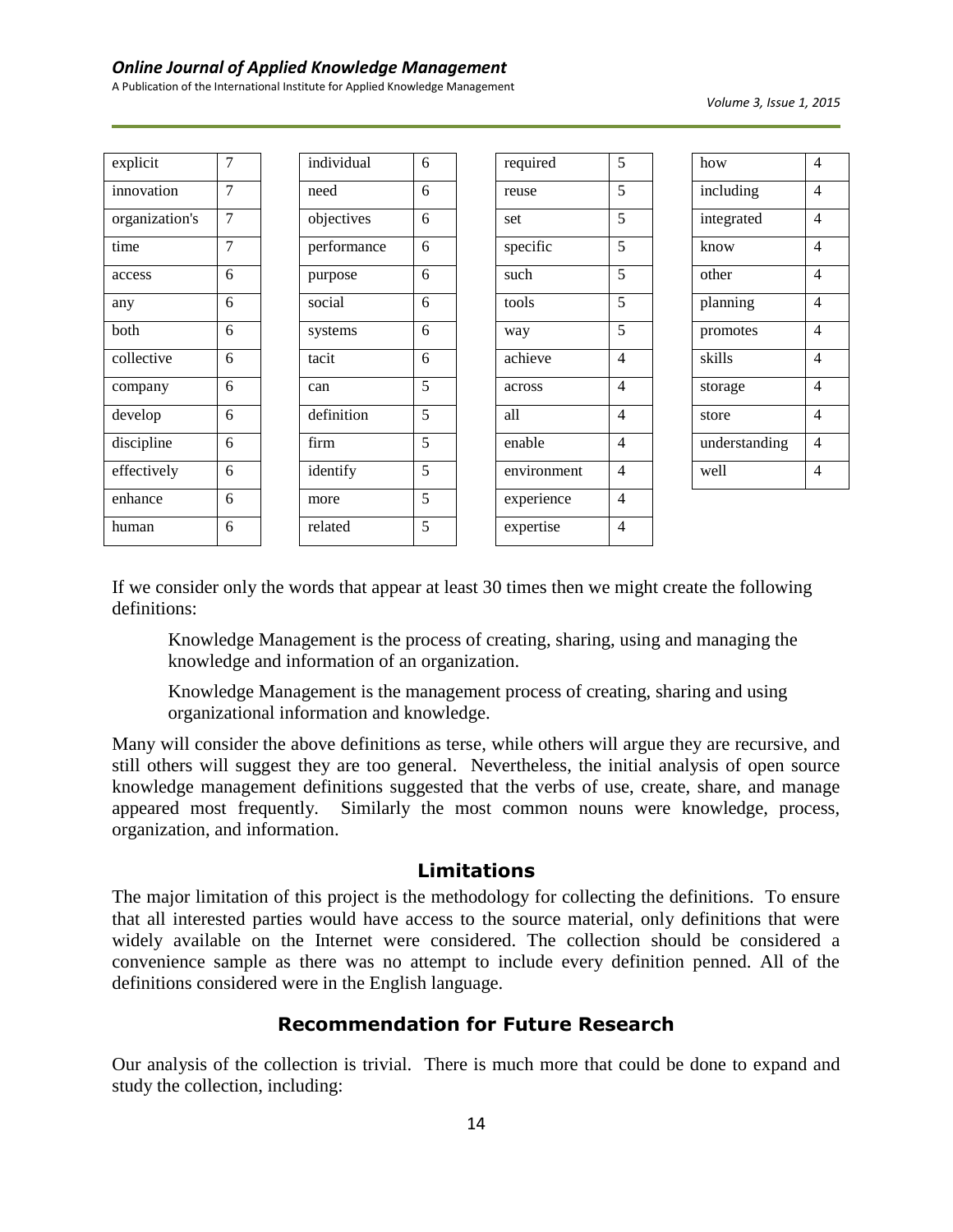| explicit | 7 |
|---|---|
| innovation | 7 |
| organization's | 7 |
| time | 7 |
| access | 6 |
| any | 6 |
| both | 6 |
| collective | 6 |
| company | 6 |
| develop | 6 |
| discipline | 6 |
| effectively | 6 |
| enhance | 6 |
| human | 6 |

| individual | 6 |
|---|---|
| need | 6 |
| objectives | 6 |
| performance | 6 |
| purpose | 6 |
| social | 6 |
| systems | 6 |
| tacit | 6 |
| can | 5 |
| definition | 5 |
| firm | 5 |
| identify | 5 |
| more | 5 |
| related | 5 |

| required | 5 |
|---|---|
| reuse | 5 |
| set | 5 |
| specific | 5 |
| such | 5 |
| tools | 5 |
| way | 5 |
| achieve | 4 |
| across | 4 |
| all | 4 |
| enable | 4 |
| environment | 4 |
| experience | 4 |
| expertise | 4 |

| how | 4 |
|---|---|
| including | 4 |
| integrated | 4 |
| know | 4 |
| other | 4 |
| planning | 4 |
| promotes | 4 |
| skills | 4 |
| storage | 4 |
| store | 4 |
| understanding | 4 |
| well | 4 |

If we consider only the words that appear at least 30 times then we might create the following definitions:

> Knowledge Management is the process of creating, sharing, using and managing the knowledge and information of an organization.
>
> Knowledge Management is the management process of creating, sharing and using organizational information and knowledge.

Many will consider the above definitions as terse, while others will argue they are recursive, and still others will suggest they are too general. Nevertheless, the initial analysis of open source knowledge management definitions suggested that the verbs of use, create, share, and manage appeared most frequently. Similarly the most common nouns were knowledge, process, organization, and information.

## Limitations

The major limitation of this project is the methodology for collecting the definitions. To ensure that all interested parties would have access to the source material, only definitions that were widely available on the Internet were considered. The collection should be considered a convenience sample as there was no attempt to include every definition penned. All of the definitions considered were in the English language.

## Recommendation for Future Research

Our analysis of the collection is trivial. There is much more that could be done to expand and study the collection, including: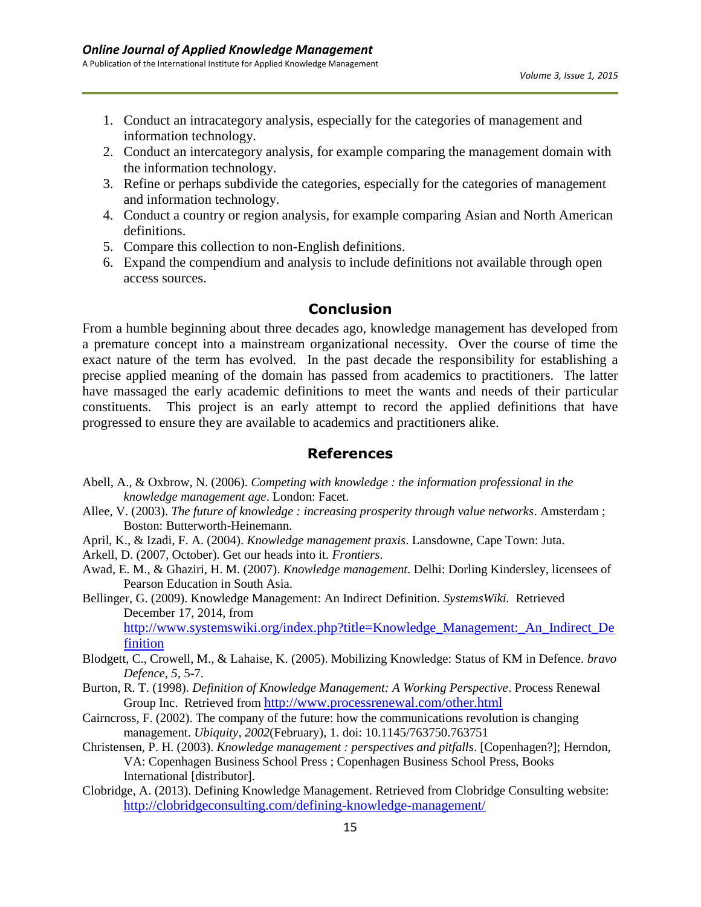1. Conduct an intracategory analysis, especially for the categories of management and information technology.
2. Conduct an intercategory analysis, for example comparing the management domain with the information technology.
3. Refine or perhaps subdivide the categories, especially for the categories of management and information technology.
4. Conduct a country or region analysis, for example comparing Asian and North American definitions.
5. Compare this collection to non-English definitions.
6. Expand the compendium and analysis to include definitions not available through open access sources.

## Conclusion

From a humble beginning about three decades ago, knowledge management has developed from a premature concept into a mainstream organizational necessity. Over the course of time the exact nature of the term has evolved. In the past decade the responsibility for establishing a precise applied meaning of the domain has passed from academics to practitioners. The latter have massaged the early academic definitions to meet the wants and needs of their particular constituents. This project is an early attempt to record the applied definitions that have progressed to ensure they are available to academics and practitioners alike.

## References

Abell, A., & Oxbrow, N. (2006). *Competing with knowledge : the information professional in the knowledge management age*. London: Facet.

Allee, V. (2003). *The future of knowledge : increasing prosperity through value networks*. Amsterdam ; Boston: Butterworth-Heinemann.

April, K., & Izadi, F. A. (2004). *Knowledge management praxis*. Lansdowne, Cape Town: Juta.

Arkell, D. (2007, October). Get our heads into it. *Frontiers*.

Awad, E. M., & Ghaziri, H. M. (2007). *Knowledge management*. Delhi: Dorling Kindersley, licensees of Pearson Education in South Asia.

Bellinger, G. (2009). Knowledge Management: An Indirect Definition. *SystemsWiki*. Retrieved December 17, 2014, from http://www.systemswiki.org/index.php?title=Knowledge_Management:_An_Indirect_Definition

Blodgett, C., Crowell, M., & Lahaise, K. (2005). Mobilizing Knowledge: Status of KM in Defence. *bravo Defence, 5*, 5-7.

Burton, R. T. (1998). *Definition of Knowledge Management: A Working Perspective*. Process Renewal Group Inc. Retrieved from http://www.processrenewal.com/other.html

Cairncross, F. (2002). The company of the future: how the communications revolution is changing management. *Ubiquity, 2002*(February), 1. doi: 10.1145/763750.763751

Christensen, P. H. (2003). *Knowledge management : perspectives and pitfalls*. [Copenhagen?]; Herndon, VA: Copenhagen Business School Press ; Copenhagen Business School Press, Books International [distributor].

Clobridge, A. (2013). Defining Knowledge Management. Retrieved from Clobridge Consulting website: http://clobridgeconsulting.com/defining-knowledge-management/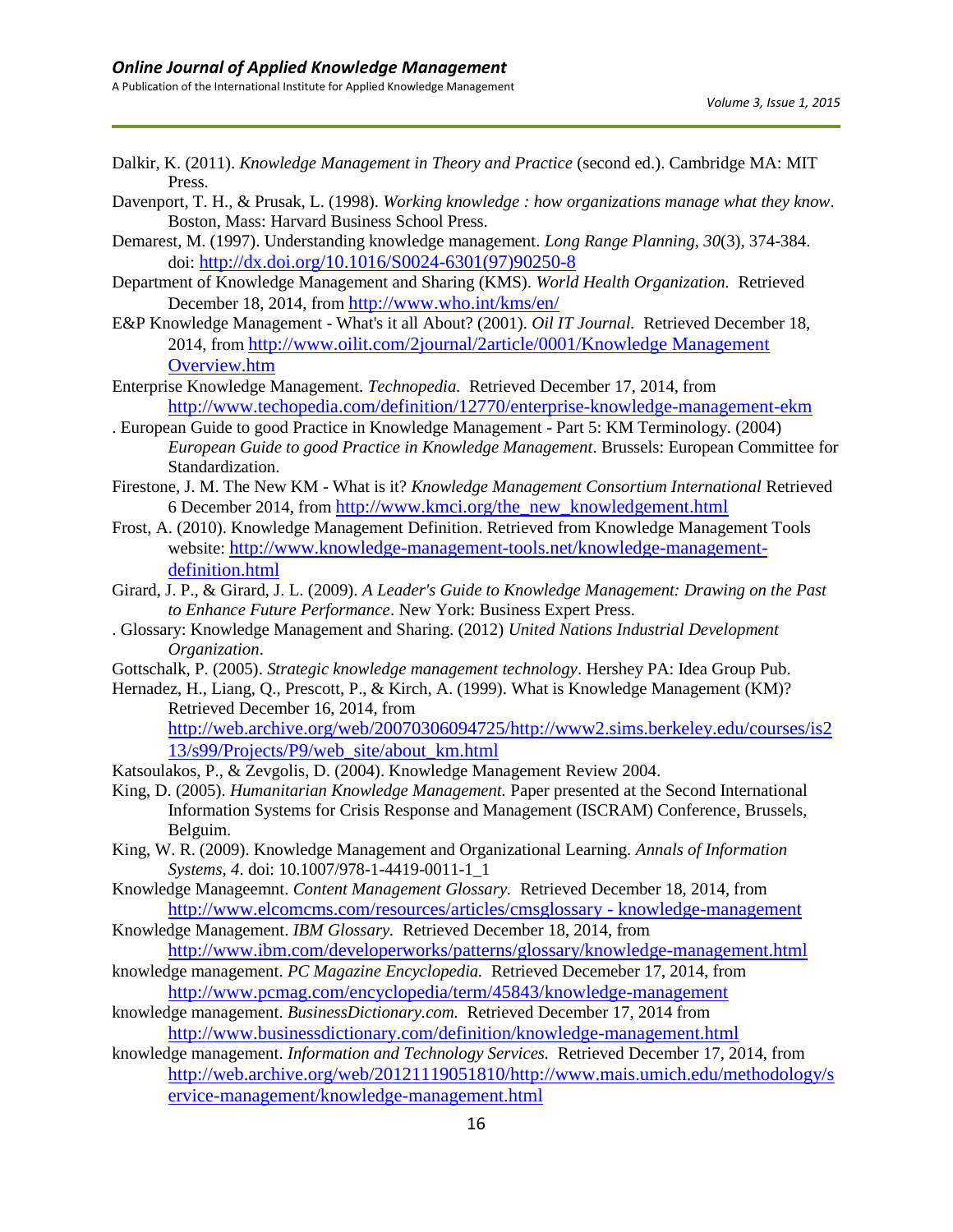Dalkir, K. (2011). *Knowledge Management in Theory and Practice* (second ed.). Cambridge MA: MIT Press.

Davenport, T. H., & Prusak, L. (1998). *Working knowledge : how organizations manage what they know*. Boston, Mass: Harvard Business School Press.

Demarest, M. (1997). Understanding knowledge management. *Long Range Planning, 30*(3), 374-384. doi: http://dx.doi.org/10.1016/S0024-6301(97)90250-8

Department of Knowledge Management and Sharing (KMS). *World Health Organization.* Retrieved December 18, 2014, from http://www.who.int/kms/en/

E&P Knowledge Management - What's it all About? (2001). *Oil IT Journal.* Retrieved December 18, 2014, from http://www.oilit.com/2journal/2article/0001/Knowledge Management Overview.htm

Enterprise Knowledge Management. *Technopedia.* Retrieved December 17, 2014, from http://www.techopedia.com/definition/12770/enterprise-knowledge-management-ekm

. European Guide to good Practice in Knowledge Management - Part 5: KM Terminology. (2004) *European Guide to good Practice in Knowledge Management*. Brussels: European Committee for Standardization.

Firestone, J. M. The New KM - What is it? *Knowledge Management Consortium International* Retrieved 6 December 2014, from http://www.kmci.org/the_new_knowledgement.html

Frost, A. (2010). Knowledge Management Definition. Retrieved from Knowledge Management Tools website: http://www.knowledge-management-tools.net/knowledge-management-definition.html

Girard, J. P., & Girard, J. L. (2009). *A Leader's Guide to Knowledge Management: Drawing on the Past to Enhance Future Performance*. New York: Business Expert Press.

. Glossary: Knowledge Management and Sharing. (2012) *United Nations Industrial Development Organization*.

Gottschalk, P. (2005). *Strategic knowledge management technology*. Hershey PA: Idea Group Pub.

Hernadez, H., Liang, Q., Prescott, P., & Kirch, A. (1999). What is Knowledge Management (KM)? Retrieved December 16, 2014, from http://web.archive.org/web/20070306094725/http://www2.sims.berkeley.edu/courses/is213/s99/Projects/P9/web_site/about_km.html

Katsoulakos, P., & Zevgolis, D. (2004). Knowledge Management Review 2004.

King, D. (2005). *Humanitarian Knowledge Management.* Paper presented at the Second International Information Systems for Crisis Response and Management (ISCRAM) Conference, Brussels, Belguim.

King, W. R. (2009). Knowledge Management and Organizational Learning. *Annals of Information Systems, 4*. doi: 10.1007/978-1-4419-0011-1_1

Knowledge Manageemnt. *Content Management Glossary.* Retrieved December 18, 2014, from http://www.elcomcms.com/resources/articles/cmsglossary - knowledge-management

Knowledge Management. *IBM Glossary.* Retrieved December 18, 2014, from http://www.ibm.com/developerworks/patterns/glossary/knowledge-management.html

knowledge management. *PC Magazine Encyclopedia.* Retrieved Decemeber 17, 2014, from http://www.pcmag.com/encyclopedia/term/45843/knowledge-management

knowledge management. *BusinessDictionary.com.* Retrieved December 17, 2014 from http://www.businessdictionary.com/definition/knowledge-management.html

knowledge management. *Information and Technology Services.* Retrieved December 17, 2014, from http://web.archive.org/web/20121119051810/http://www.mais.umich.edu/methodology/service-management/knowledge-management.html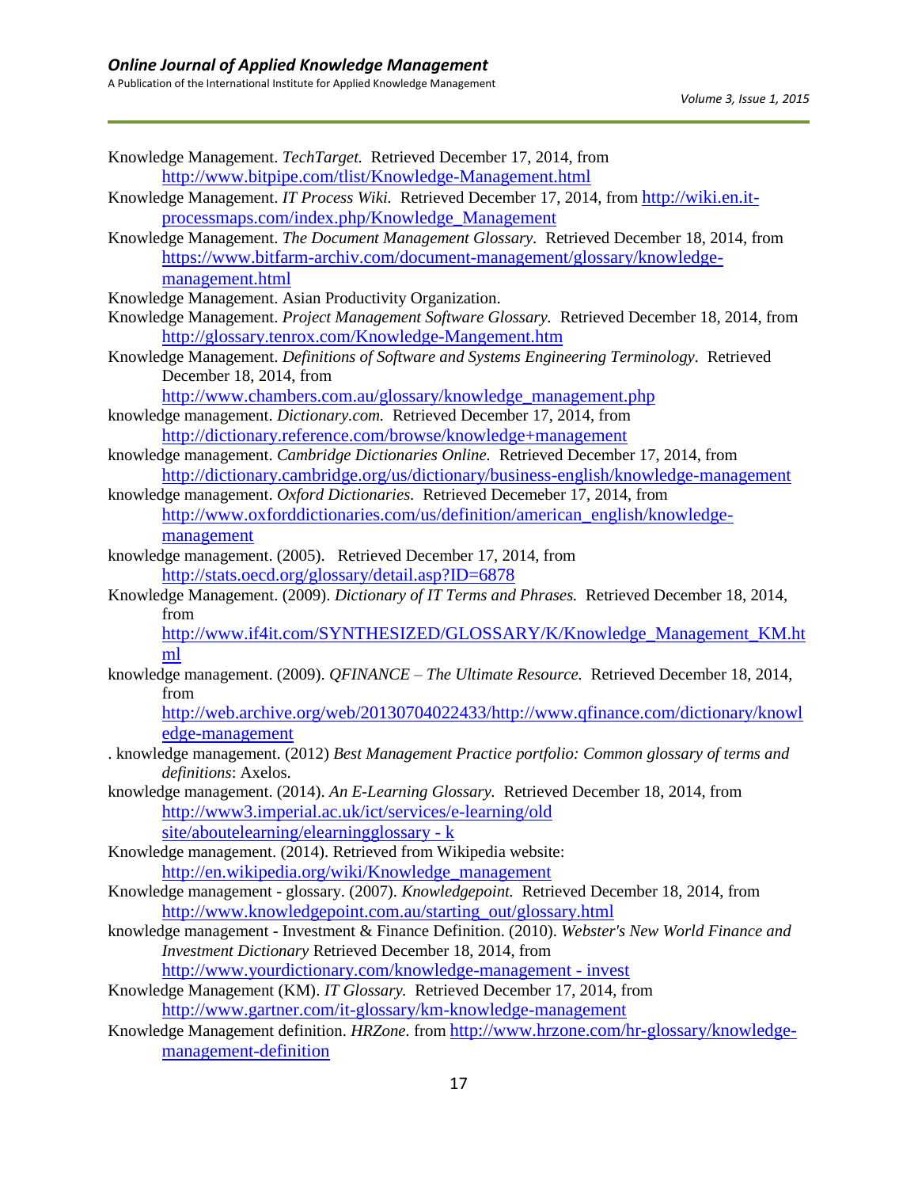Knowledge Management. *TechTarget.* Retrieved December 17, 2014, from http://www.bitpipe.com/tlist/Knowledge-Management.html

Knowledge Management. *IT Process Wiki.* Retrieved December 17, 2014, from http://wiki.en.it-processmaps.com/index.php/Knowledge_Management

Knowledge Management. *The Document Management Glossary.* Retrieved December 18, 2014, from https://www.bitfarm-archiv.com/document-management/glossary/knowledge-management.html

Knowledge Management. Asian Productivity Organization.

Knowledge Management. *Project Management Software Glossary.* Retrieved December 18, 2014, from http://glossary.tenrox.com/Knowledge-Mangement.htm

Knowledge Management. *Definitions of Software and Systems Engineering Terminology.* Retrieved December 18, 2014, from http://www.chambers.com.au/glossary/knowledge_management.php

knowledge management. *Dictionary.com.* Retrieved December 17, 2014, from http://dictionary.reference.com/browse/knowledge+management

knowledge management. *Cambridge Dictionaries Online.* Retrieved December 17, 2014, from http://dictionary.cambridge.org/us/dictionary/business-english/knowledge-management

knowledge management. *Oxford Dictionaries.* Retrieved Decemeber 17, 2014, from http://www.oxforddictionaries.com/us/definition/american_english/knowledge-management

knowledge management. (2005). Retrieved December 17, 2014, from http://stats.oecd.org/glossary/detail.asp?ID=6878

Knowledge Management. (2009). *Dictionary of IT Terms and Phrases.* Retrieved December 18, 2014, from http://www.if4it.com/SYNTHESIZED/GLOSSARY/K/Knowledge_Management_KM.html

knowledge management. (2009). *QFINANCE – The Ultimate Resource.* Retrieved December 18, 2014, from http://web.archive.org/web/20130704022433/http://www.qfinance.com/dictionary/knowledge-management

. knowledge management. (2012) *Best Management Practice portfolio: Common glossary of terms and definitions*: Axelos.

knowledge management. (2014). *An E-Learning Glossary.* Retrieved December 18, 2014, from http://www3.imperial.ac.uk/ict/services/e-learning/old site/aboutelearning/elearningglossary - k

Knowledge management. (2014). Retrieved from Wikipedia website: http://en.wikipedia.org/wiki/Knowledge_management

Knowledge management - glossary. (2007). *Knowledgepoint.* Retrieved December 18, 2014, from http://www.knowledgepoint.com.au/starting_out/glossary.html

knowledge management - Investment & Finance Definition. (2010). *Webster's New World Finance and Investment Dictionary* Retrieved December 18, 2014, from http://www.yourdictionary.com/knowledge-management - invest

Knowledge Management (KM). *IT Glossary.* Retrieved December 17, 2014, from http://www.gartner.com/it-glossary/km-knowledge-management

Knowledge Management definition. *HRZone.* from http://www.hrzone.com/hr-glossary/knowledge-management-definition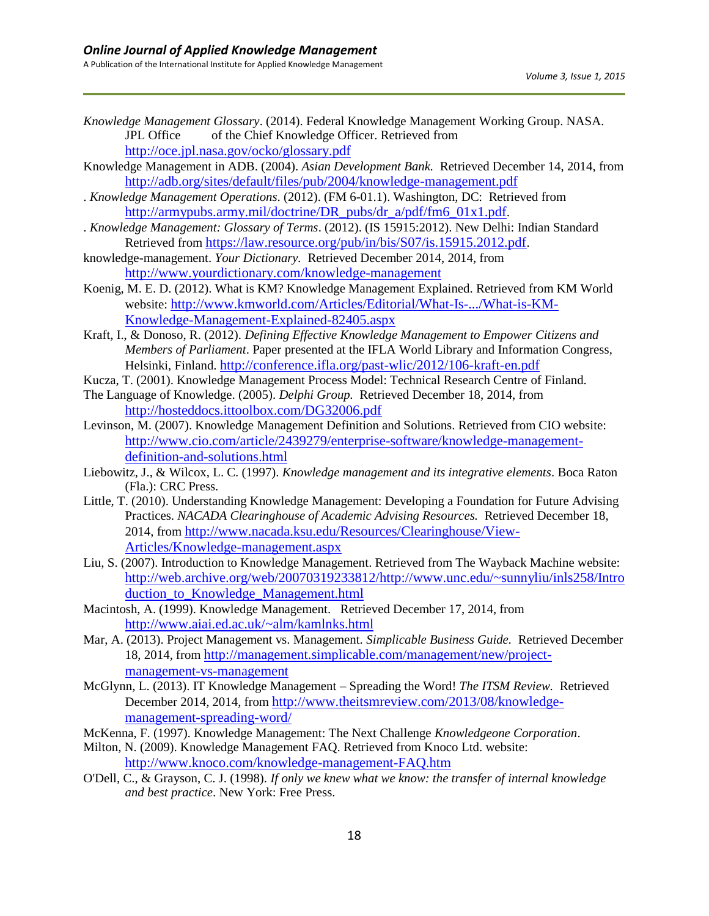*Knowledge Management Glossary*. (2014). Federal Knowledge Management Working Group. NASA. JPL Office of the Chief Knowledge Officer. Retrieved from http://oce.jpl.nasa.gov/ocko/glossary.pdf

Knowledge Management in ADB. (2004). *Asian Development Bank.* Retrieved December 14, 2014, from http://adb.org/sites/default/files/pub/2004/knowledge-management.pdf

. *Knowledge Management Operations*. (2012). (FM 6-01.1). Washington, DC: Retrieved from http://armypubs.army.mil/doctrine/DR_pubs/dr_a/pdf/fm6_01x1.pdf.

. *Knowledge Management: Glossary of Terms*. (2012). (IS 15915:2012). New Delhi: Indian Standard Retrieved from https://law.resource.org/pub/in/bis/S07/is.15915.2012.pdf.

knowledge-management. *Your Dictionary.* Retrieved December 2014, 2014, from http://www.yourdictionary.com/knowledge-management

Koenig, M. E. D. (2012). What is KM? Knowledge Management Explained. Retrieved from KM World website: http://www.kmworld.com/Articles/Editorial/What-Is-.../What-is-KM-Knowledge-Management-Explained-82405.aspx

Kraft, I., & Donoso, R. (2012). *Defining Effective Knowledge Management to Empower Citizens and Members of Parliament*. Paper presented at the IFLA World Library and Information Congress, Helsinki, Finland. http://conference.ifla.org/past-wlic/2012/106-kraft-en.pdf

Kucza, T. (2001). Knowledge Management Process Model: Technical Research Centre of Finland.

The Language of Knowledge. (2005). *Delphi Group.* Retrieved December 18, 2014, from http://hosteddocs.ittoolbox.com/DG32006.pdf

Levinson, M. (2007). Knowledge Management Definition and Solutions. Retrieved from CIO website: http://www.cio.com/article/2439279/enterprise-software/knowledge-management-definition-and-solutions.html

Liebowitz, J., & Wilcox, L. C. (1997). *Knowledge management and its integrative elements*. Boca Raton (Fla.): CRC Press.

Little, T. (2010). Understanding Knowledge Management: Developing a Foundation for Future Advising Practices. *NACADA Clearinghouse of Academic Advising Resources.* Retrieved December 18, 2014, from http://www.nacada.ksu.edu/Resources/Clearinghouse/View-Articles/Knowledge-management.aspx

Liu, S. (2007). Introduction to Knowledge Management. Retrieved from The Wayback Machine website: http://web.archive.org/web/20070319233812/http://www.unc.edu/~sunnyliu/inls258/Introduction_to_Knowledge_Management.html

Macintosh, A. (1999). Knowledge Management. Retrieved December 17, 2014, from http://www.aiai.ed.ac.uk/~alm/kamlnks.html

Mar, A. (2013). Project Management vs. Management. *Simplicable Business Guide.* Retrieved December 18, 2014, from http://management.simplicable.com/management/new/project-management-vs-management

McGlynn, L. (2013). IT Knowledge Management – Spreading the Word! *The ITSM Review.* Retrieved December 2014, 2014, from http://www.theitsmreview.com/2013/08/knowledge-management-spreading-word/

McKenna, F. (1997). Knowledge Management: The Next Challenge *Knowledgeone Corporation*.

Milton, N. (2009). Knowledge Management FAQ. Retrieved from Knoco Ltd. website: http://www.knoco.com/knowledge-management-FAQ.htm

O'Dell, C., & Grayson, C. J. (1998). *If only we knew what we know: the transfer of internal knowledge and best practice*. New York: Free Press.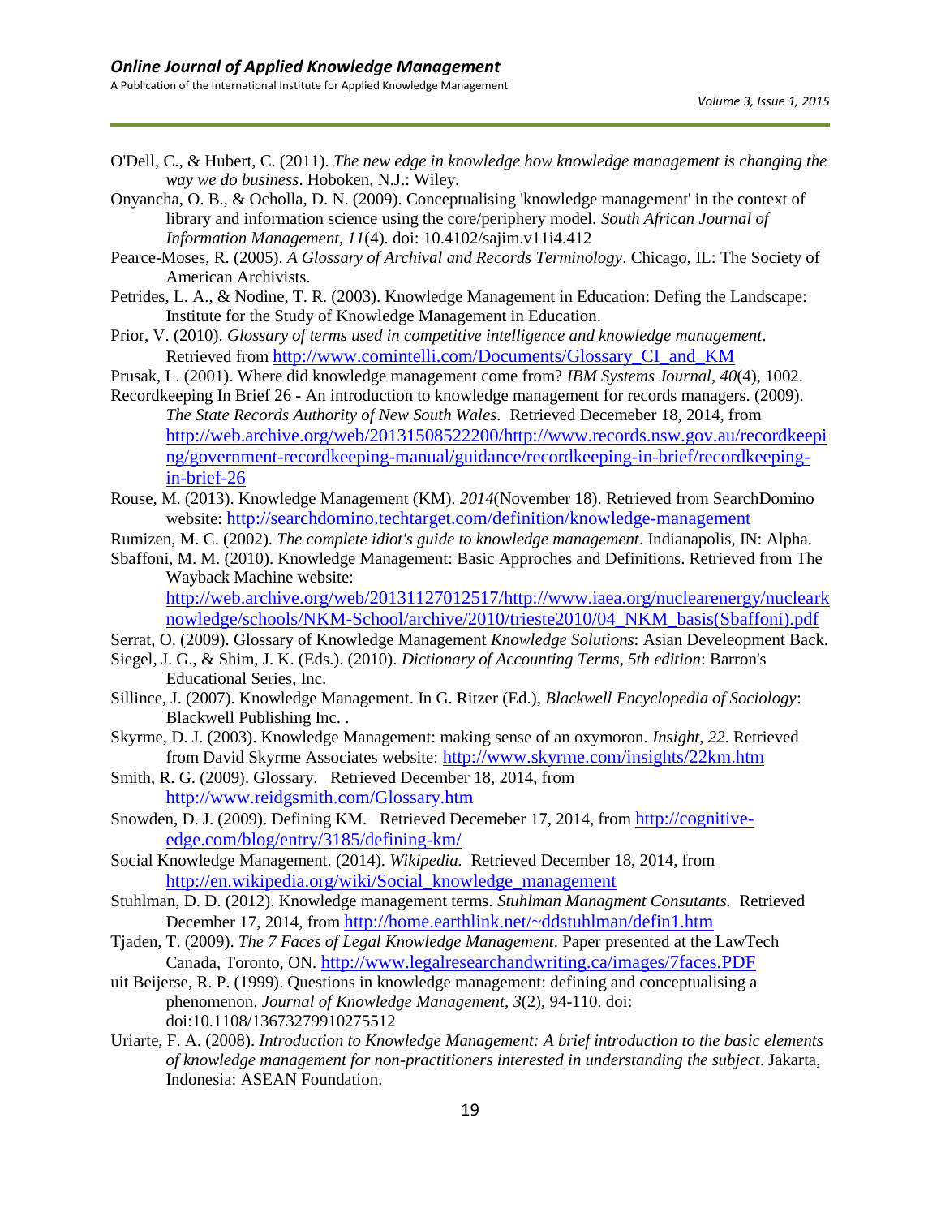O'Dell, C., & Hubert, C. (2011). *The new edge in knowledge how knowledge management is changing the way we do business*. Hoboken, N.J.: Wiley.

Onyancha, O. B., & Ocholla, D. N. (2009). Conceptualising 'knowledge management' in the context of library and information science using the core/periphery model. *South African Journal of Information Management, 11*(4). doi: 10.4102/sajim.v11i4.412

Pearce-Moses, R. (2005). *A Glossary of Archival and Records Terminology*. Chicago, IL: The Society of American Archivists.

Petrides, L. A., & Nodine, T. R. (2003). Knowledge Management in Education: Defing the Landscape: Institute for the Study of Knowledge Management in Education.

Prior, V. (2010). *Glossary of terms used in competitive intelligence and knowledge management*. Retrieved from http://www.comintelli.com/Documents/Glossary_CI_and_KM

Prusak, L. (2001). Where did knowledge management come from? *IBM Systems Journal, 40*(4), 1002.

Recordkeeping In Brief 26 - An introduction to knowledge management for records managers. (2009). *The State Records Authority of New South Wales.* Retrieved Decemeber 18, 2014, from http://web.archive.org/web/20131508522200/http://www.records.nsw.gov.au/recordkeeping/government-recordkeeping-manual/guidance/recordkeeping-in-brief/recordkeeping-in-brief-26

Rouse, M. (2013). Knowledge Management (KM). *2014*(November 18). Retrieved from SearchDomino website: http://searchdomino.techtarget.com/definition/knowledge-management

Rumizen, M. C. (2002). *The complete idiot's guide to knowledge management*. Indianapolis, IN: Alpha.

Sbaffoni, M. M. (2010). Knowledge Management: Basic Approches and Definitions. Retrieved from The Wayback Machine website: http://web.archive.org/web/20131127012517/http://www.iaea.org/nuclearenergy/nuclearknowledge/schools/NKM-School/archive/2010/trieste2010/04_NKM_basis(Sbaffoni).pdf

Serrat, O. (2009). Glossary of Knowledge Management *Knowledge Solutions*: Asian Develeopment Back.

Siegel, J. G., & Shim, J. K. (Eds.). (2010). *Dictionary of Accounting Terms, 5th edition*: Barron's Educational Series, Inc.

Sillince, J. (2007). Knowledge Management. In G. Ritzer (Ed.), *Blackwell Encyclopedia of Sociology*: Blackwell Publishing Inc. .

Skyrme, D. J. (2003). Knowledge Management: making sense of an oxymoron. *Insight, 22*. Retrieved from David Skyrme Associates website: http://www.skyrme.com/insights/22km.htm

Smith, R. G. (2009). Glossary. Retrieved December 18, 2014, from http://www.reidgsmith.com/Glossary.htm

Snowden, D. J. (2009). Defining KM. Retrieved Decemeber 17, 2014, from http://cognitive-edge.com/blog/entry/3185/defining-km/

Social Knowledge Management. (2014). *Wikipedia.* Retrieved December 18, 2014, from http://en.wikipedia.org/wiki/Social_knowledge_management

Stuhlman, D. D. (2012). Knowledge management terms. *Stuhlman Managment Consutants.* Retrieved December 17, 2014, from http://home.earthlink.net/~ddstuhlman/defin1.htm

Tjaden, T. (2009). *The 7 Faces of Legal Knowledge Management*. Paper presented at the LawTech Canada, Toronto, ON. http://www.legalresearchandwriting.ca/images/7faces.PDF

uit Beijerse, R. P. (1999). Questions in knowledge management: defining and conceptualising a phenomenon. *Journal of Knowledge Management, 3*(2), 94-110. doi: doi:10.1108/13673279910275512

Uriarte, F. A. (2008). *Introduction to Knowledge Management: A brief introduction to the basic elements of knowledge management for non-practitioners interested in understanding the subject*. Jakarta, Indonesia: ASEAN Foundation.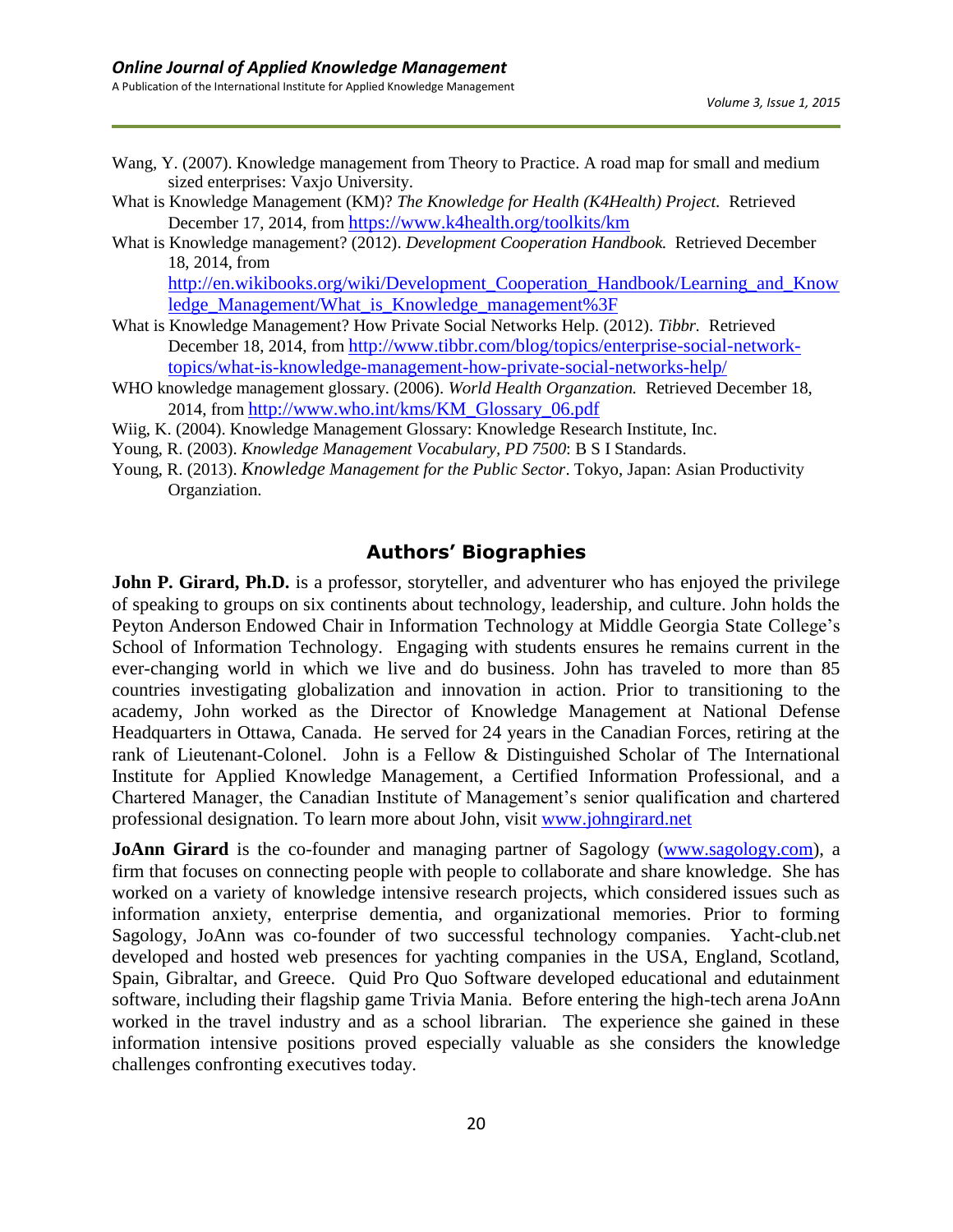Wang, Y. (2007). Knowledge management from Theory to Practice. A road map for small and medium sized enterprises: Vaxjo University.

What is Knowledge Management (KM)? *The Knowledge for Health (K4Health) Project.* Retrieved December 17, 2014, from https://www.k4health.org/toolkits/km

What is Knowledge management? (2012). *Development Cooperation Handbook.* Retrieved December 18, 2014, from http://en.wikibooks.org/wiki/Development_Cooperation_Handbook/Learning_and_Knowledge_Management/What_is_Knowledge_management%3F

What is Knowledge Management? How Private Social Networks Help. (2012). *Tibbr.* Retrieved December 18, 2014, from http://www.tibbr.com/blog/topics/enterprise-social-network-topics/what-is-knowledge-management-how-private-social-networks-help/

WHO knowledge management glossary. (2006). *World Health Organzation.* Retrieved December 18, 2014, from http://www.who.int/kms/KM_Glossary_06.pdf

Wiig, K. (2004). Knowledge Management Glossary: Knowledge Research Institute, Inc.

Young, R. (2003). *Knowledge Management Vocabulary, PD 7500*: B S I Standards.

Young, R. (2013). *Knowledge Management for the Public Sector*. Tokyo, Japan: Asian Productivity Organziation.

## Authors' Biographies

**John P. Girard, Ph.D.** is a professor, storyteller, and adventurer who has enjoyed the privilege of speaking to groups on six continents about technology, leadership, and culture. John holds the Peyton Anderson Endowed Chair in Information Technology at Middle Georgia State College's School of Information Technology. Engaging with students ensures he remains current in the ever-changing world in which we live and do business. John has traveled to more than 85 countries investigating globalization and innovation in action. Prior to transitioning to the academy, John worked as the Director of Knowledge Management at National Defense Headquarters in Ottawa, Canada. He served for 24 years in the Canadian Forces, retiring at the rank of Lieutenant-Colonel. John is a Fellow & Distinguished Scholar of The International Institute for Applied Knowledge Management, a Certified Information Professional, and a Chartered Manager, the Canadian Institute of Management's senior qualification and chartered professional designation. To learn more about John, visit www.johngirard.net

**JoAnn Girard** is the co-founder and managing partner of Sagology (www.sagology.com), a firm that focuses on connecting people with people to collaborate and share knowledge. She has worked on a variety of knowledge intensive research projects, which considered issues such as information anxiety, enterprise dementia, and organizational memories. Prior to forming Sagology, JoAnn was co-founder of two successful technology companies. Yacht-club.net developed and hosted web presences for yachting companies in the USA, England, Scotland, Spain, Gibraltar, and Greece. Quid Pro Quo Software developed educational and edutainment software, including their flagship game Trivia Mania. Before entering the high-tech arena JoAnn worked in the travel industry and as a school librarian. The experience she gained in these information intensive positions proved especially valuable as she considers the knowledge challenges confronting executives today.